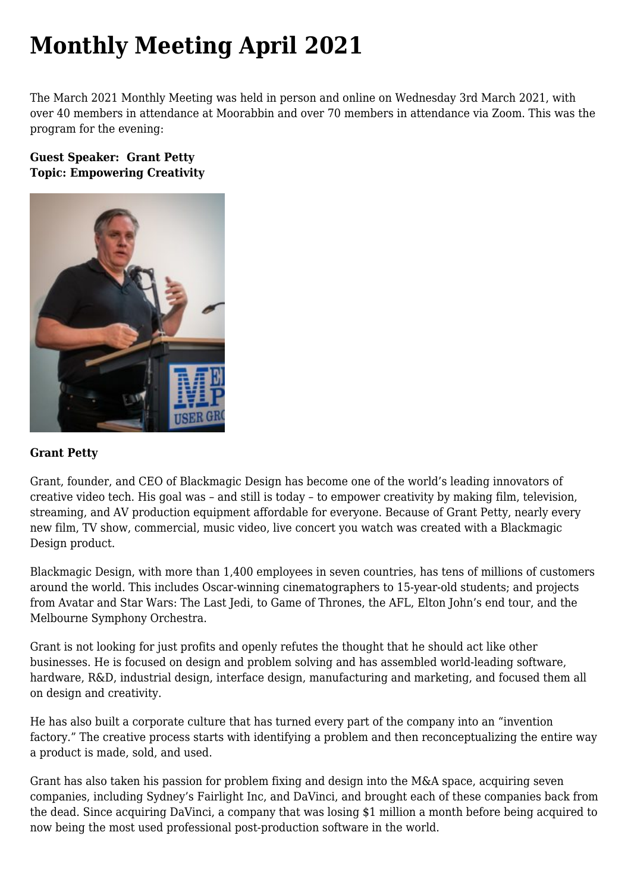# Monthly Meeting April 2021

The March 2021 Monthly Meeting was held in person and online on Wednesday 3rd March 2021, with over 40 members in attendance at Moorabbin and over 70 members in attendance via Zoom. This was the program for the evening:

**Guest Speaker: Grant Petty**
**Topic: Empowering Creativity**

**Grant Petty**

Grant, founder, and CEO of Blackmagic Design has become one of the world's leading innovators of creative video tech. His goal was – and still is today – to empower creativity by making film, television, streaming, and AV production equipment affordable for everyone. Because of Grant Petty, nearly every new film, TV show, commercial, music video, live concert you watch was created with a Blackmagic Design product.

Blackmagic Design, with more than 1,400 employees in seven countries, has tens of millions of customers around the world. This includes Oscar-winning cinematographers to 15-year-old students; and projects from Avatar and Star Wars: The Last Jedi, to Game of Thrones, the AFL, Elton John's end tour, and the Melbourne Symphony Orchestra.

Grant is not looking for just profits and openly refutes the thought that he should act like other businesses. He is focused on design and problem solving and has assembled world-leading software, hardware, R&D, industrial design, interface design, manufacturing and marketing, and focused them all on design and creativity.

He has also built a corporate culture that has turned every part of the company into an "invention factory." The creative process starts with identifying a problem and then reconceptualizing the entire way a product is made, sold, and used.

Grant has also taken his passion for problem fixing and design into the M&A space, acquiring seven companies, including Sydney's Fairlight Inc, and DaVinci, and brought each of these companies back from the dead. Since acquiring DaVinci, a company that was losing $1 million a month before being acquired to now being the most used professional post-production software in the world.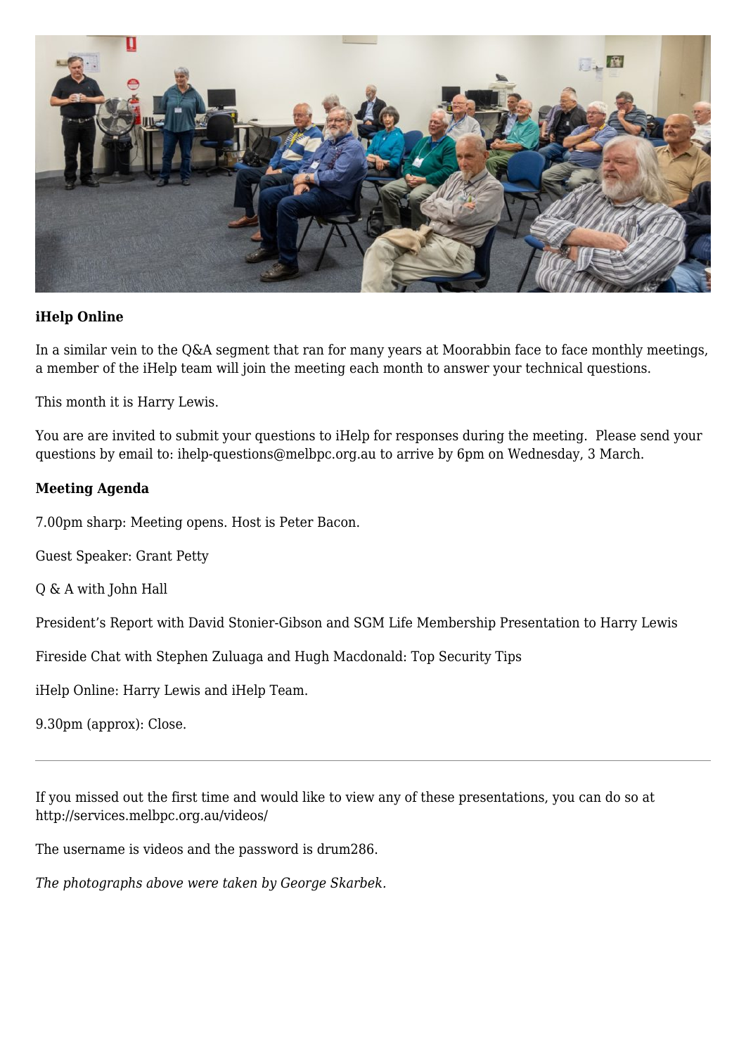**iHelp Online**

In a similar vein to the Q&A segment that ran for many years at Moorabbin face to face monthly meetings, a member of the iHelp team will join the meeting each month to answer your technical questions.

This month it is Harry Lewis.

You are are invited to submit your questions to iHelp for responses during the meeting. Please send your questions by email to: ihelp-questions@melbpc.org.au to arrive by 6pm on Wednesday, 3 March.

**Meeting Agenda**

7.00pm sharp: Meeting opens. Host is Peter Bacon.

Guest Speaker: Grant Petty

Q & A with John Hall

President's Report with David Stonier-Gibson and SGM Life Membership Presentation to Harry Lewis

Fireside Chat with Stephen Zuluaga and Hugh Macdonald: Top Security Tips

iHelp Online: Harry Lewis and iHelp Team.

9.30pm (approx): Close.

---

If you missed out the first time and would like to view any of these presentations, you can do so at http://services.melbpc.org.au/videos/

The username is videos and the password is drum286.

*The photographs above were taken by George Skarbek.*